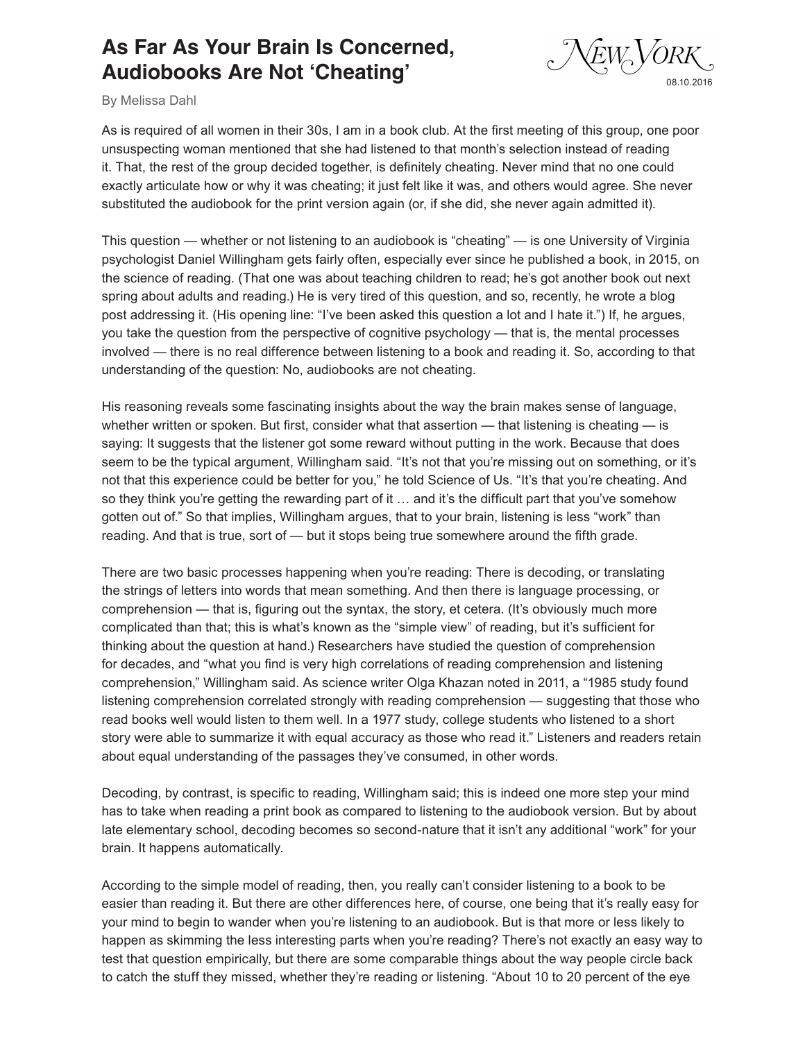# As Far As Your Brain Is Concerned, Audiobooks Are Not 'Cheating'

New York 08.10.2016

By Melissa Dahl

As is required of all women in their 30s, I am in a book club. At the first meeting of this group, one poor unsuspecting woman mentioned that she had listened to that month's selection instead of reading it. That, the rest of the group decided together, is definitely cheating. Never mind that no one could exactly articulate how or why it was cheating; it just felt like it was, and others would agree. She never substituted the audiobook for the print version again (or, if she did, she never again admitted it).

This question — whether or not listening to an audiobook is "cheating" — is one University of Virginia psychologist Daniel Willingham gets fairly often, especially ever since he published a book, in 2015, on the science of reading. (That one was about teaching children to read; he's got another book out next spring about adults and reading.) He is very tired of this question, and so, recently, he wrote a blog post addressing it. (His opening line: "I've been asked this question a lot and I hate it.") If, he argues, you take the question from the perspective of cognitive psychology — that is, the mental processes involved — there is no real difference between listening to a book and reading it. So, according to that understanding of the question: No, audiobooks are not cheating.

His reasoning reveals some fascinating insights about the way the brain makes sense of language, whether written or spoken. But first, consider what that assertion — that listening is cheating — is saying: It suggests that the listener got some reward without putting in the work. Because that does seem to be the typical argument, Willingham said. "It's not that you're missing out on something, or it's not that this experience could be better for you," he told Science of Us. "It's that you're cheating. And so they think you're getting the rewarding part of it … and it's the difficult part that you've somehow gotten out of." So that implies, Willingham argues, that to your brain, listening is less "work" than reading. And that is true, sort of — but it stops being true somewhere around the fifth grade.

There are two basic processes happening when you're reading: There is decoding, or translating the strings of letters into words that mean something. And then there is language processing, or comprehension — that is, figuring out the syntax, the story, et cetera. (It's obviously much more complicated than that; this is what's known as the "simple view" of reading, but it's sufficient for thinking about the question at hand.) Researchers have studied the question of comprehension for decades, and "what you find is very high correlations of reading comprehension and listening comprehension," Willingham said. As science writer Olga Khazan noted in 2011, a "1985 study found listening comprehension correlated strongly with reading comprehension — suggesting that those who read books well would listen to them well. In a 1977 study, college students who listened to a short story were able to summarize it with equal accuracy as those who read it." Listeners and readers retain about equal understanding of the passages they've consumed, in other words.

Decoding, by contrast, is specific to reading, Willingham said; this is indeed one more step your mind has to take when reading a print book as compared to listening to the audiobook version. But by about late elementary school, decoding becomes so second-nature that it isn't any additional "work" for your brain. It happens automatically.

According to the simple model of reading, then, you really can't consider listening to a book to be easier than reading it. But there are other differences here, of course, one being that it's really easy for your mind to begin to wander when you're listening to an audiobook. But is that more or less likely to happen as skimming the less interesting parts when you're reading? There's not exactly an easy way to test that question empirically, but there are some comparable things about the way people circle back to catch the stuff they missed, whether they're reading or listening. "About 10 to 20 percent of the eye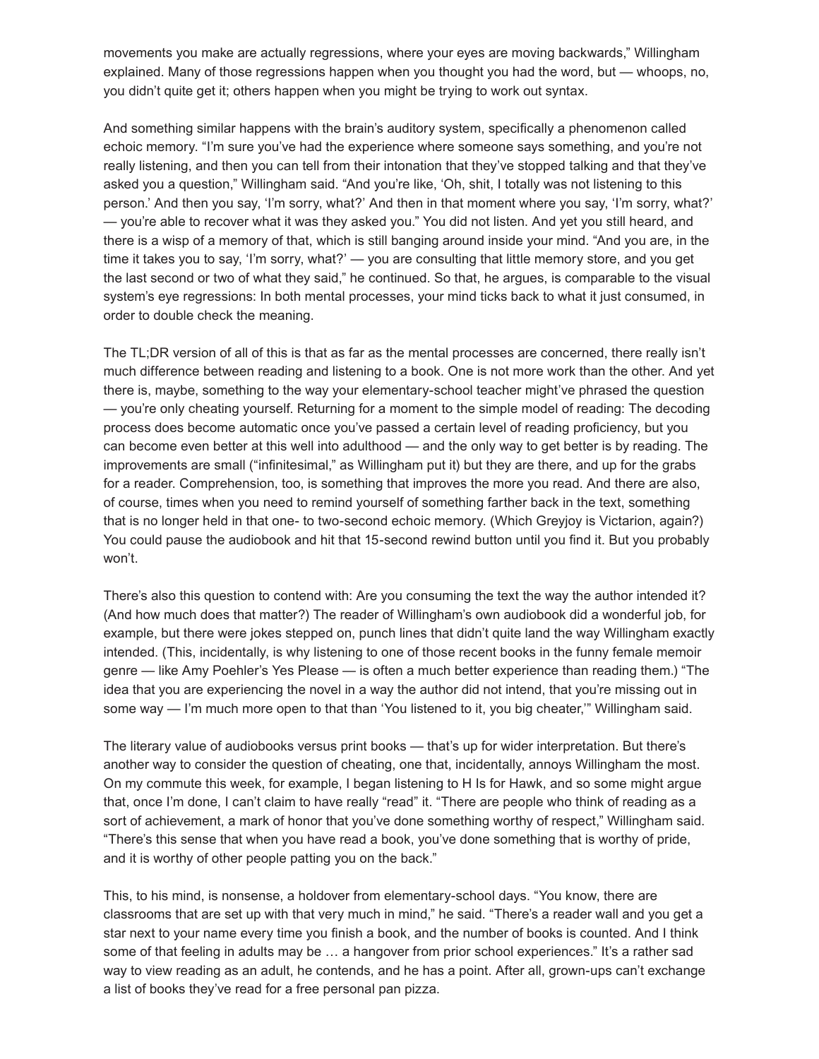movements you make are actually regressions, where your eyes are moving backwards," Willingham explained. Many of those regressions happen when you thought you had the word, but — whoops, no, you didn't quite get it; others happen when you might be trying to work out syntax.

And something similar happens with the brain's auditory system, specifically a phenomenon called echoic memory. "I'm sure you've had the experience where someone says something, and you're not really listening, and then you can tell from their intonation that they've stopped talking and that they've asked you a question," Willingham said. "And you're like, 'Oh, shit, I totally was not listening to this person.' And then you say, 'I'm sorry, what?' And then in that moment where you say, 'I'm sorry, what?' — you're able to recover what it was they asked you." You did not listen. And yet you still heard, and there is a wisp of a memory of that, which is still banging around inside your mind. "And you are, in the time it takes you to say, 'I'm sorry, what?' — you are consulting that little memory store, and you get the last second or two of what they said," he continued. So that, he argues, is comparable to the visual system's eye regressions: In both mental processes, your mind ticks back to what it just consumed, in order to double check the meaning.

The TL;DR version of all of this is that as far as the mental processes are concerned, there really isn't much difference between reading and listening to a book. One is not more work than the other. And yet there is, maybe, something to the way your elementary-school teacher might've phrased the question — you're only cheating yourself. Returning for a moment to the simple model of reading: The decoding process does become automatic once you've passed a certain level of reading proficiency, but you can become even better at this well into adulthood — and the only way to get better is by reading. The improvements are small ("infinitesimal," as Willingham put it) but they are there, and up for the grabs for a reader. Comprehension, too, is something that improves the more you read. And there are also, of course, times when you need to remind yourself of something farther back in the text, something that is no longer held in that one- to two-second echoic memory. (Which Greyjoy is Victarion, again?) You could pause the audiobook and hit that 15-second rewind button until you find it. But you probably won't.

There's also this question to contend with: Are you consuming the text the way the author intended it? (And how much does that matter?) The reader of Willingham's own audiobook did a wonderful job, for example, but there were jokes stepped on, punch lines that didn't quite land the way Willingham exactly intended. (This, incidentally, is why listening to one of those recent books in the funny female memoir genre — like Amy Poehler's Yes Please — is often a much better experience than reading them.) "The idea that you are experiencing the novel in a way the author did not intend, that you're missing out in some way — I'm much more open to that than 'You listened to it, you big cheater,'" Willingham said.

The literary value of audiobooks versus print books — that's up for wider interpretation. But there's another way to consider the question of cheating, one that, incidentally, annoys Willingham the most. On my commute this week, for example, I began listening to H Is for Hawk, and so some might argue that, once I'm done, I can't claim to have really "read" it. "There are people who think of reading as a sort of achievement, a mark of honor that you've done something worthy of respect," Willingham said. "There's this sense that when you have read a book, you've done something that is worthy of pride, and it is worthy of other people patting you on the back."

This, to his mind, is nonsense, a holdover from elementary-school days. "You know, there are classrooms that are set up with that very much in mind," he said. "There's a reader wall and you get a star next to your name every time you finish a book, and the number of books is counted. And I think some of that feeling in adults may be … a hangover from prior school experiences." It's a rather sad way to view reading as an adult, he contends, and he has a point. After all, grown-ups can't exchange a list of books they've read for a free personal pan pizza.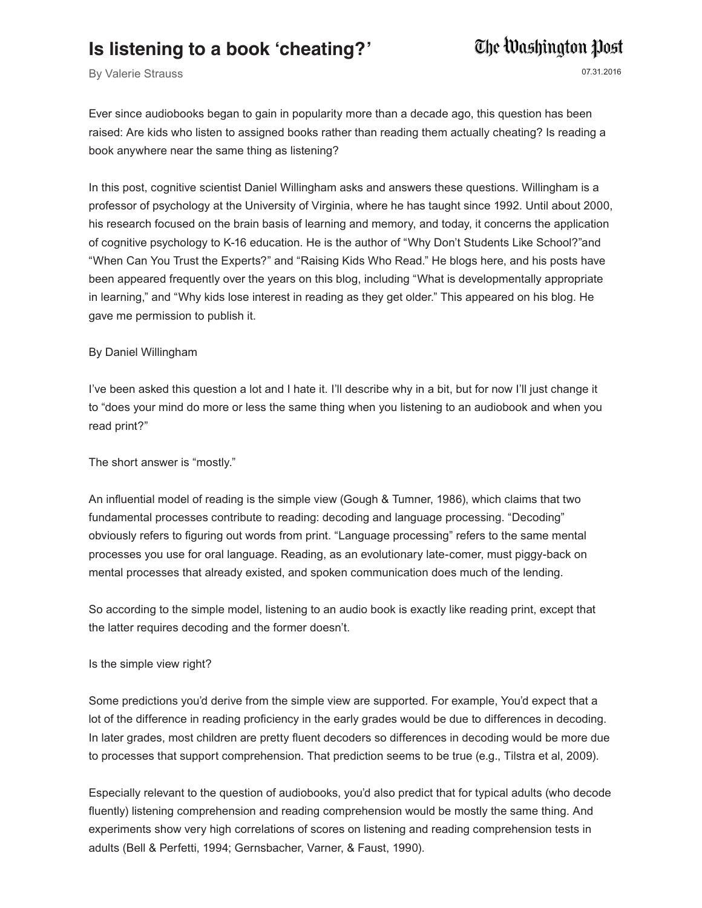# Is listening to a book 'cheating?'

By Valerie Strauss

07.31.2016

Ever since audiobooks began to gain in popularity more than a decade ago, this question has been raised: Are kids who listen to assigned books rather than reading them actually cheating? Is reading a book anywhere near the same thing as listening?

In this post, cognitive scientist Daniel Willingham asks and answers these questions. Willingham is a professor of psychology at the University of Virginia, where he has taught since 1992. Until about 2000, his research focused on the brain basis of learning and memory, and today, it concerns the application of cognitive psychology to K-16 education. He is the author of "Why Don't Students Like School?"and "When Can You Trust the Experts?" and "Raising Kids Who Read." He blogs here, and his posts have been appeared frequently over the years on this blog, including "What is developmentally appropriate in learning," and "Why kids lose interest in reading as they get older." This appeared on his blog. He gave me permission to publish it.

By Daniel Willingham

I've been asked this question a lot and I hate it. I'll describe why in a bit, but for now I'll just change it to "does your mind do more or less the same thing when you listening to an audiobook and when you read print?"

The short answer is "mostly."

An influential model of reading is the simple view (Gough & Tumner, 1986), which claims that two fundamental processes contribute to reading: decoding and language processing. "Decoding" obviously refers to figuring out words from print. "Language processing" refers to the same mental processes you use for oral language. Reading, as an evolutionary late-comer, must piggy-back on mental processes that already existed, and spoken communication does much of the lending.

So according to the simple model, listening to an audio book is exactly like reading print, except that the latter requires decoding and the former doesn't.

Is the simple view right?

Some predictions you'd derive from the simple view are supported. For example, You'd expect that a lot of the difference in reading proficiency in the early grades would be due to differences in decoding. In later grades, most children are pretty fluent decoders so differences in decoding would be more due to processes that support comprehension. That prediction seems to be true (e.g., Tilstra et al, 2009).

Especially relevant to the question of audiobooks, you'd also predict that for typical adults (who decode fluently) listening comprehension and reading comprehension would be mostly the same thing. And experiments show very high correlations of scores on listening and reading comprehension tests in adults (Bell & Perfetti, 1994; Gernsbacher, Varner, & Faust, 1990).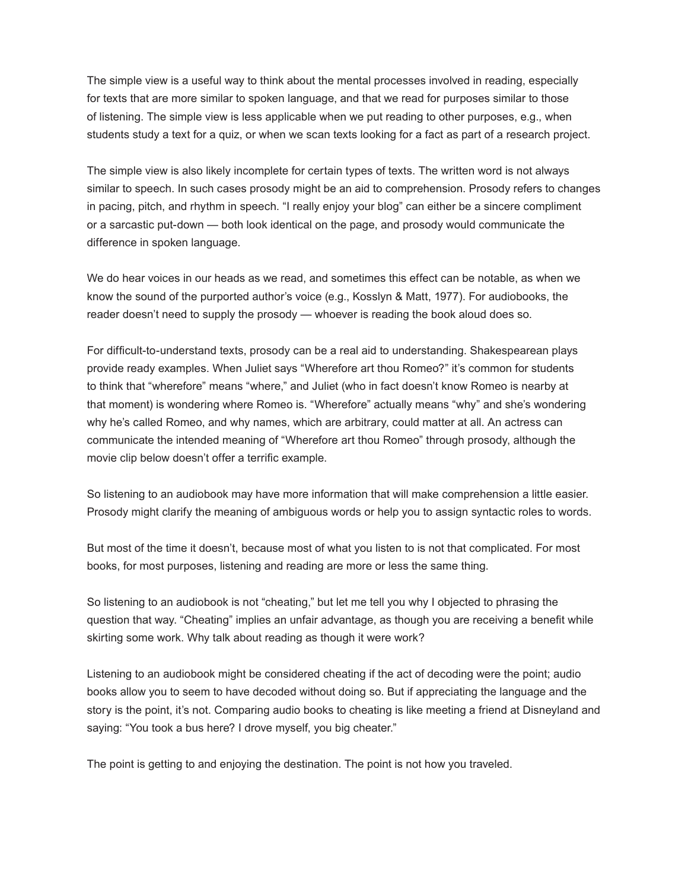The simple view is a useful way to think about the mental processes involved in reading, especially for texts that are more similar to spoken language, and that we read for purposes similar to those of listening. The simple view is less applicable when we put reading to other purposes, e.g., when students study a text for a quiz, or when we scan texts looking for a fact as part of a research project.

The simple view is also likely incomplete for certain types of texts. The written word is not always similar to speech. In such cases prosody might be an aid to comprehension. Prosody refers to changes in pacing, pitch, and rhythm in speech. "I really enjoy your blog" can either be a sincere compliment or a sarcastic put-down — both look identical on the page, and prosody would communicate the difference in spoken language.

We do hear voices in our heads as we read, and sometimes this effect can be notable, as when we know the sound of the purported author's voice (e.g., Kosslyn & Matt, 1977). For audiobooks, the reader doesn't need to supply the prosody — whoever is reading the book aloud does so.

For difficult-to-understand texts, prosody can be a real aid to understanding. Shakespearean plays provide ready examples. When Juliet says "Wherefore art thou Romeo?" it's common for students to think that "wherefore" means "where," and Juliet (who in fact doesn't know Romeo is nearby at that moment) is wondering where Romeo is. "Wherefore" actually means "why" and she's wondering why he's called Romeo, and why names, which are arbitrary, could matter at all. An actress can communicate the intended meaning of "Wherefore art thou Romeo" through prosody, although the movie clip below doesn't offer a terrific example.

So listening to an audiobook may have more information that will make comprehension a little easier. Prosody might clarify the meaning of ambiguous words or help you to assign syntactic roles to words.

But most of the time it doesn't, because most of what you listen to is not that complicated. For most books, for most purposes, listening and reading are more or less the same thing.

So listening to an audiobook is not "cheating," but let me tell you why I objected to phrasing the question that way. "Cheating" implies an unfair advantage, as though you are receiving a benefit while skirting some work. Why talk about reading as though it were work?

Listening to an audiobook might be considered cheating if the act of decoding were the point; audio books allow you to seem to have decoded without doing so. But if appreciating the language and the story is the point, it's not. Comparing audio books to cheating is like meeting a friend at Disneyland and saying: "You took a bus here? I drove myself, you big cheater."

The point is getting to and enjoying the destination. The point is not how you traveled.